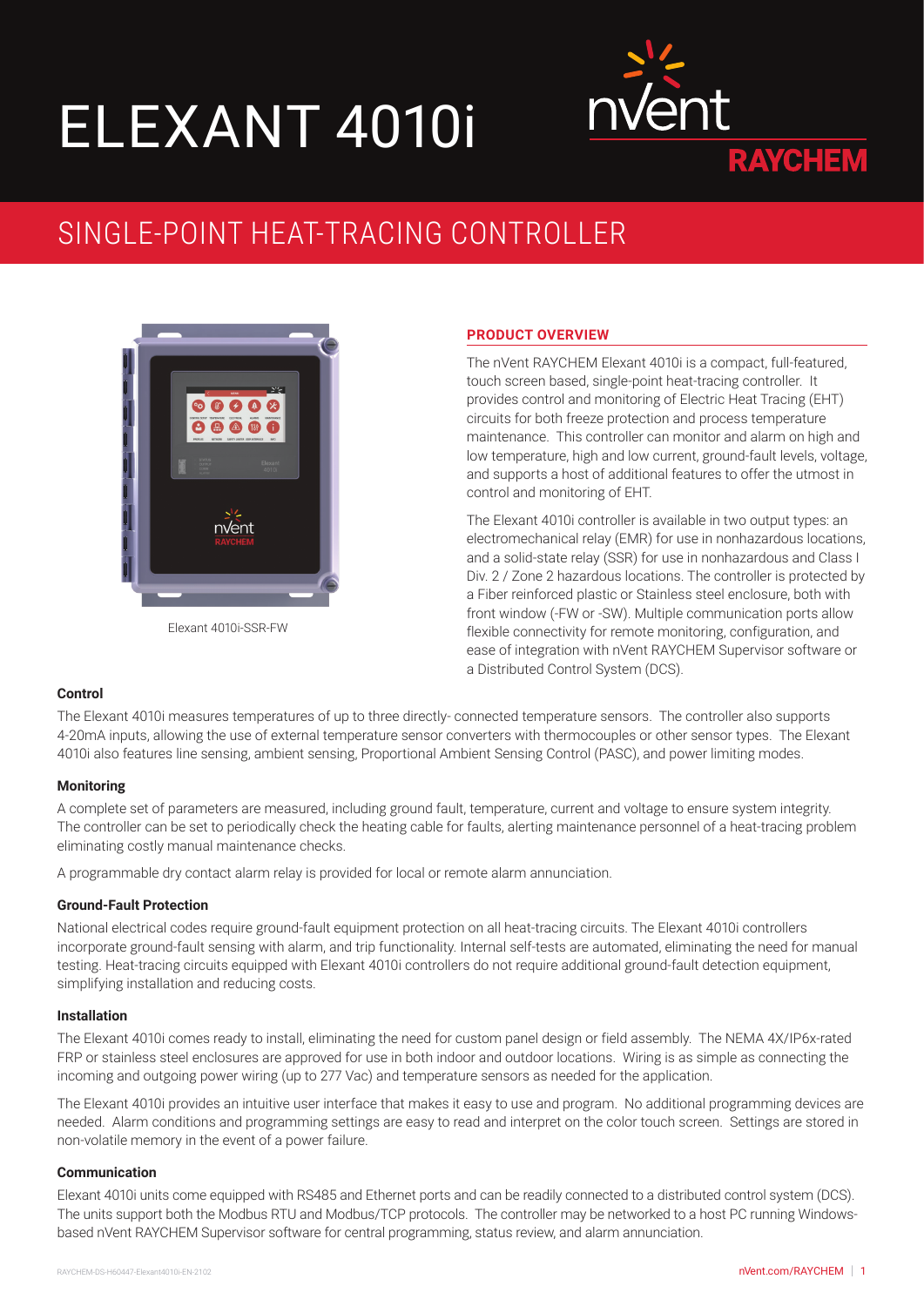# ELEXANT 4010i

## SINGLE-POINT HEAT-TRACING CONTROLLER

Elexant 4010i-SSR-FW

### PRODUCT OVERVIEW

The nVent RAYCHEM Elexant 4010i is a compact, full-featured, touch screen based, single-point heat-tracing controller. It provides control and monitoring of Electric Heat Tracing (EHT) circuits for both freeze protection and process temperature maintenance. This controller can monitor and alarm on high and low temperature, high and low current, ground-fault levels, voltage, and supports a host of additional features to offer the utmost in control and monitoring of EHT.

The Elexant 4010i controller is available in two output types: an electromechanical relay (EMR) for use in nonhazardous locations, and a solid-state relay (SSR) for use in nonhazardous and Class I Div. 2 / Zone 2 hazardous locations. The controller is protected by a Fiber reinforced plastic or Stainless steel enclosure, both with front window (-FW or -SW). Multiple communication ports allow flexible connectivity for remote monitoring, configuration, and ease of integration with nVent RAYCHEM Supervisor software or a Distributed Control System (DCS).

**Control**

The Elexant 4010i measures temperatures of up to three directly- connected temperature sensors. The controller also supports 4-20mA inputs, allowing the use of external temperature sensor converters with thermocouples or other sensor types. The Elexant 4010i also features line sensing, ambient sensing, Proportional Ambient Sensing Control (PASC), and power limiting modes.

**Monitoring**

A complete set of parameters are measured, including ground fault, temperature, current and voltage to ensure system integrity. The controller can be set to periodically check the heating cable for faults, alerting maintenance personnel of a heat-tracing problem eliminating costly manual maintenance checks.

A programmable dry contact alarm relay is provided for local or remote alarm annunciation.

**Ground-Fault Protection**

National electrical codes require ground-fault equipment protection on all heat-tracing circuits. The Elexant 4010i controllers incorporate ground-fault sensing with alarm, and trip functionality. Internal self-tests are automated, eliminating the need for manual testing. Heat-tracing circuits equipped with Elexant 4010i controllers do not require additional ground-fault detection equipment, simplifying installation and reducing costs.

**Installation**

The Elexant 4010i comes ready to install, eliminating the need for custom panel design or field assembly. The NEMA 4X/IP6x-rated FRP or stainless steel enclosures are approved for use in both indoor and outdoor locations. Wiring is as simple as connecting the incoming and outgoing power wiring (up to 277 Vac) and temperature sensors as needed for the application.

The Elexant 4010i provides an intuitive user interface that makes it easy to use and program. No additional programming devices are needed. Alarm conditions and programming settings are easy to read and interpret on the color touch screen. Settings are stored in non-volatile memory in the event of a power failure.

**Communication**

Elexant 4010i units come equipped with RS485 and Ethernet ports and can be readily connected to a distributed control system (DCS). The units support both the Modbus RTU and Modbus/TCP protocols. The controller may be networked to a host PC running Windows-based nVent RAYCHEM Supervisor software for central programming, status review, and alarm annunciation.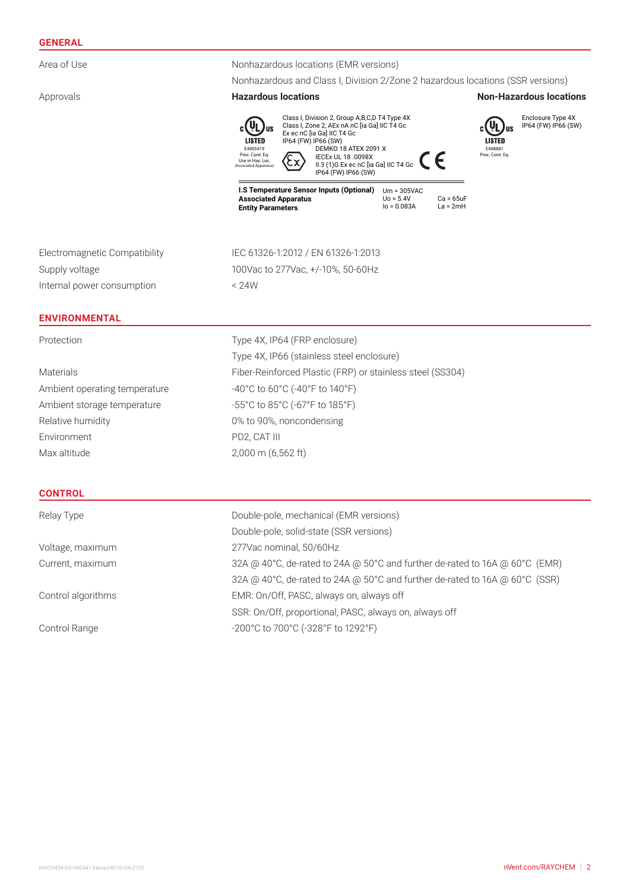## GENERAL

| | |
|---|---|
| Area of Use | Nonhazardous locations (EMR versions) |
| | Nonhazardous and Class I, Division 2/Zone 2 hazardous locations (SSR versions) |
| Approvals | **Hazardous locations** / **Non-Hazardous locations** |

**Hazardous locations**

c UL us LISTED E4905419 Proc. Cont. Eq. Use in Haz. Loc. (Associated Apparatus)

Class I, Division 2, Group A,B,C,D T4 Type 4X
Class I, Zone 2, AEx nA nC [ia Ga] IIC T4 Gc
Ex ec nC [ia Ga] IIC T4 Gc
IP64 (FW) IP66 (SW)

DEMKO 18 ATEX 2091 X
IECEx UL 18 .0098X
II 3 (1)G Ex ec nC [ia Ga] IIC T4 Gc
IP64 (FW) IP66 (SW)

| **I.S Temperature Sensor Inputs (Optional)** **Associated Apparatus** **Entity Parameters** | Um = 305VAC | |
|---|---|---|
| | Uo = 5.4V | Ca = 65uF |
| | Io = 0.083A | La = 2mH |

**Non-Hazardous locations**

c UL us LISTED E498881 Proc. Cont. Eq.

Enclosure Type 4X
IP64 (FW) IP66 (SW)

| | |
|---|---|
| Electromagnetic Compatibility | IEC 61326-1:2012 / EN 61326-1:2013 |
| Supply voltage | 100Vac to 277Vac, +/-10%, 50-60Hz |
| Internal power consumption | < 24W |

## ENVIRONMENTAL

| | |
|---|---|
| Protection | Type 4X, IP64 (FRP enclosure) |
| | Type 4X, IP66 (stainless steel enclosure) |
| Materials | Fiber-Reinforced Plastic (FRP) or stainless steel (SS304) |
| Ambient operating temperature | -40°C to 60°C (-40°F to 140°F) |
| Ambient storage temperature | -55°C to 85°C (-67°F to 185°F) |
| Relative humidity | 0% to 90%, noncondensing |
| Environment | PD2, CAT III |
| Max altitude | 2,000 m (6,562 ft) |

## CONTROL

| | |
|---|---|
| Relay Type | Double-pole, mechanical (EMR versions) |
| | Double-pole, solid-state (SSR versions) |
| Voltage, maximum | 277Vac nominal, 50/60Hz |
| Current, maximum | 32A @ 40°C, de-rated to 24A @ 50°C and further de-rated to 16A @ 60°C (EMR) |
| | 32A @ 40°C, de-rated to 24A @ 50°C and further de-rated to 16A @ 60°C (SSR) |
| Control algorithms | EMR: On/Off, PASC, always on, always off |
| | SSR: On/Off, proportional, PASC, always on, always off |
| Control Range | -200°C to 700°C (-328°F to 1292°F) |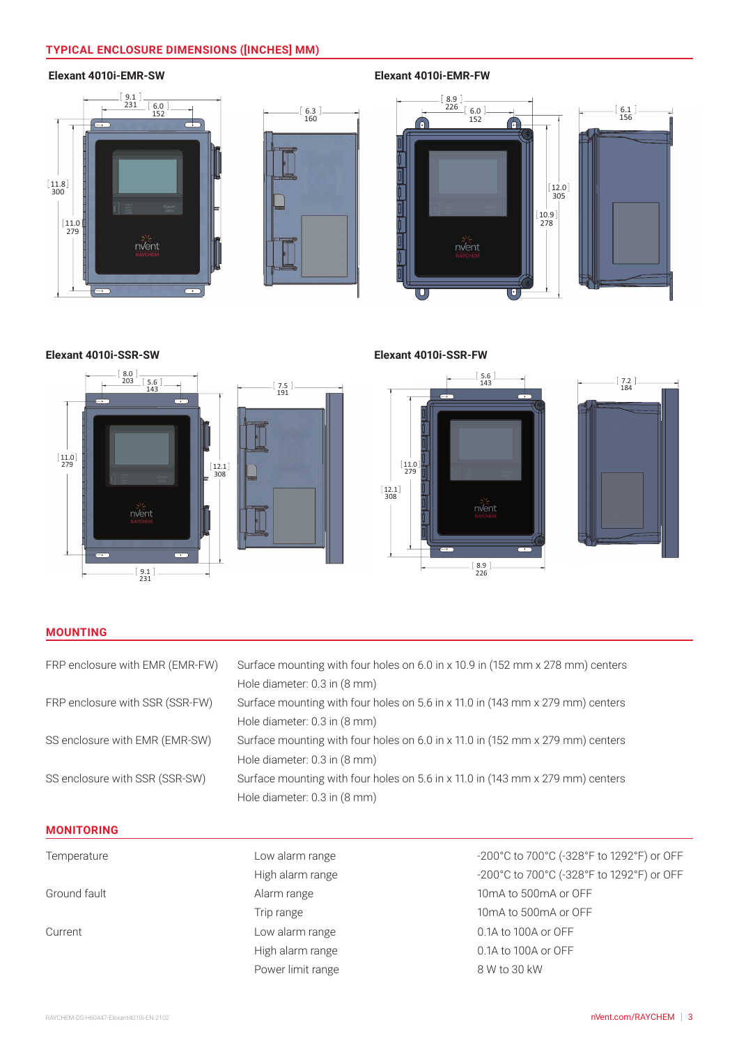## TYPICAL ENCLOSURE DIMENSIONS ([INCHES] MM)

### Elexant 4010i-EMR-SW

[9.1] 231 [6.0] 152 [6.3] 160 [11.8] 300 [11.0] 279

### Elexant 4010i-EMR-FW

[8.9] 226 [6.0] 152 [6.1] 156 [12.0] 305 [10.9] 278

### Elexant 4010i-SSR-SW

[8.0] 203 [5.6] 143 [7.5] 191 [11.0] 279 [12.1] 308 [9.1] 231

### Elexant 4010i-SSR-FW

[5.6] 143 [7.2] 184 [11.0] 279 [12.1] 308 [8.9] 226

## MOUNTING

| | |
|---|---|
| FRP enclosure with EMR (EMR-FW) | Surface mounting with four holes on 6.0 in x 10.9 in (152 mm x 278 mm) centers<br>Hole diameter: 0.3 in (8 mm) |
| FRP enclosure with SSR (SSR-FW) | Surface mounting with four holes on 5.6 in x 11.0 in (143 mm x 279 mm) centers<br>Hole diameter: 0.3 in (8 mm) |
| SS enclosure with EMR (EMR-SW) | Surface mounting with four holes on 6.0 in x 11.0 in (152 mm x 279 mm) centers<br>Hole diameter: 0.3 in (8 mm) |
| SS enclosure with SSR (SSR-SW) | Surface mounting with four holes on 5.6 in x 11.0 in (143 mm x 279 mm) centers<br>Hole diameter: 0.3 in (8 mm) |

## MONITORING

| | | |
|---|---|---|
| Temperature | Low alarm range | -200°C to 700°C (-328°F to 1292°F) or OFF |
| | High alarm range | -200°C to 700°C (-328°F to 1292°F) or OFF |
| Ground fault | Alarm range | 10mA to 500mA or OFF |
| | Trip range | 10mA to 500mA or OFF |
| Current | Low alarm range | 0.1A to 100A or OFF |
| | High alarm range | 0.1A to 100A or OFF |
| | Power limit range | 8 W to 30 kW |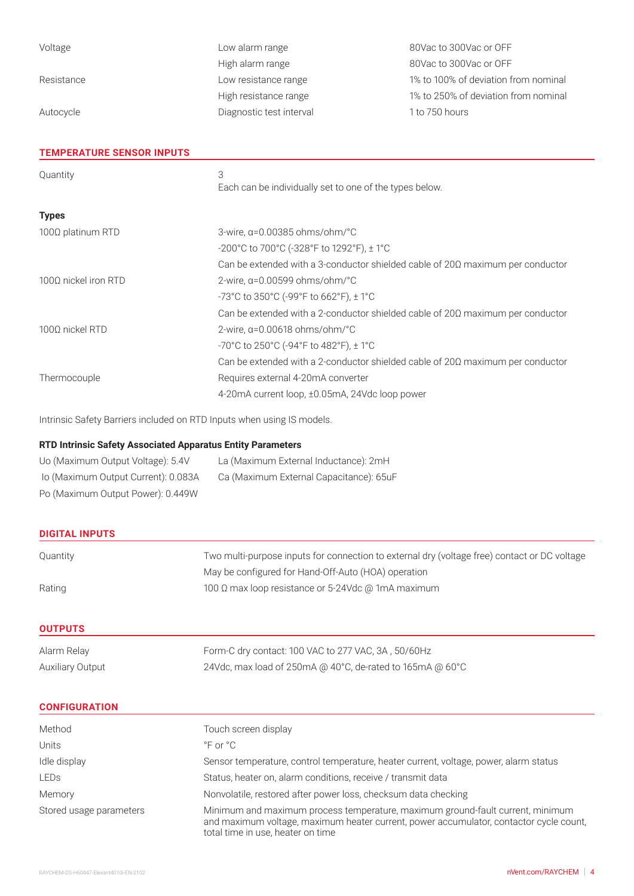| | | |
|---|---|---|
| Voltage | Low alarm range | 80Vac to 300Vac or OFF |
| | High alarm range | 80Vac to 300Vac or OFF |
| Resistance | Low resistance range | 1% to 100% of deviation from nominal |
| | High resistance range | 1% to 250% of deviation from nominal |
| Autocycle | Diagnostic test interval | 1 to 750 hours |

## TEMPERATURE SENSOR INPUTS

| | |
|---|---|
| Quantity | 3<br>Each can be individually set to one of the types below. |

**Types**

| | |
|---|---|
| 100Ω platinum RTD | 3-wire, α=0.00385 ohms/ohm/°C |
| | -200°C to 700°C (-328°F to 1292°F), ± 1°C |
| | Can be extended with a 3-conductor shielded cable of 20Ω maximum per conductor |
| 100Ω nickel iron RTD | 2-wire, α=0.00599 ohms/ohm/°C |
| | -73°C to 350°C (-99°F to 662°F), ± 1°C |
| | Can be extended with a 2-conductor shielded cable of 20Ω maximum per conductor |
| 100Ω nickel RTD | 2-wire, α=0.00618 ohms/ohm/°C |
| | -70°C to 250°C (-94°F to 482°F), ± 1°C |
| | Can be extended with a 2-conductor shielded cable of 20Ω maximum per conductor |
| Thermocouple | Requires external 4-20mA converter |
| | 4-20mA current loop, ±0.05mA, 24Vdc loop power |

Intrinsic Safety Barriers included on RTD Inputs when using IS models.

**RTD Intrinsic Safety Associated Apparatus Entity Parameters**

| | |
|---|---|
| Uo (Maximum Output Voltage): 5.4V | La (Maximum External Inductance): 2mH |
| Io (Maximum Output Current): 0.083A | Ca (Maximum External Capacitance): 65uF |
| Po (Maximum Output Power): 0.449W | |

## DIGITAL INPUTS

| | |
|---|---|
| Quantity | Two multi-purpose inputs for connection to external dry (voltage free) contact or DC voltage |
| | May be configured for Hand-Off-Auto (HOA) operation |
| Rating | 100 Ω max loop resistance or 5-24Vdc @ 1mA maximum |

## OUTPUTS

| | |
|---|---|
| Alarm Relay | Form-C dry contact: 100 VAC to 277 VAC, 3A , 50/60Hz |
| Auxiliary Output | 24Vdc, max load of 250mA @ 40°C, de-rated to 165mA @ 60°C |

## CONFIGURATION

| | |
|---|---|
| Method | Touch screen display |
| Units | °F or °C |
| Idle display | Sensor temperature, control temperature, heater current, voltage, power, alarm status |
| LEDs | Status, heater on, alarm conditions, receive / transmit data |
| Memory | Nonvolatile, restored after power loss, checksum data checking |
| Stored usage parameters | Minimum and maximum process temperature, maximum ground-fault current, minimum and maximum voltage, maximum heater current, power accumulator, contactor cycle count, total time in use, heater on time |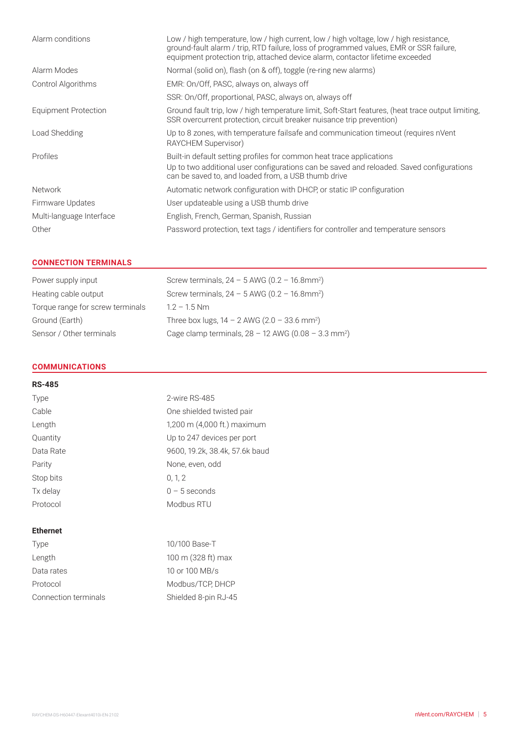| | |
|---|---|
| Alarm conditions | Low / high temperature, low / high current, low / high voltage, low / high resistance, ground-fault alarm / trip, RTD failure, loss of programmed values, EMR or SSR failure, equipment protection trip, attached device alarm, contactor lifetime exceeded |
| Alarm Modes | Normal (solid on), flash (on & off), toggle (re-ring new alarms) |
| Control Algorithms | EMR: On/Off, PASC, always on, always off |
| | SSR: On/Off, proportional, PASC, always on, always off |
| Equipment Protection | Ground fault trip, low / high temperature limit, Soft-Start features, (heat trace output limiting, SSR overcurrent protection, circuit breaker nuisance trip prevention) |
| Load Shedding | Up to 8 zones, with temperature failsafe and communication timeout (requires nVent RAYCHEM Supervisor) |
| Profiles | Built-in default setting profiles for common heat trace applications<br>Up to two additional user configurations can be saved and reloaded. Saved configurations can be saved to, and loaded from, a USB thumb drive |
| Network | Automatic network configuration with DHCP, or static IP configuration |
| Firmware Updates | User updateable using a USB thumb drive |
| Multi-language Interface | English, French, German, Spanish, Russian |
| Other | Password protection, text tags / identifiers for controller and temperature sensors |

## CONNECTION TERMINALS

| | |
|---|---|
| Power supply input | Screw terminals, 24 – 5 AWG (0.2 – 16.8mm$^2$) |
| Heating cable output | Screw terminals, 24 – 5 AWG (0.2 – 16.8mm$^2$) |
| Torque range for screw terminals | 1.2 – 1.5 Nm |
| Ground (Earth) | Three box lugs, 14 – 2 AWG (2.0 – 33.6 mm$^2$) |
| Sensor / Other terminals | Cage clamp terminals, 28 – 12 AWG (0.08 – 3.3 mm$^2$) |

## COMMUNICATIONS

**RS-485**

| | |
|---|---|
| Type | 2-wire RS-485 |
| Cable | One shielded twisted pair |
| Length | 1,200 m (4,000 ft.) maximum |
| Quantity | Up to 247 devices per port |
| Data Rate | 9600, 19.2k, 38.4k, 57.6k baud |
| Parity | None, even, odd |
| Stop bits | 0, 1, 2 |
| Tx delay | 0 – 5 seconds |
| Protocol | Modbus RTU |

**Ethernet**

| | |
|---|---|
| Type | 10/100 Base-T |
| Length | 100 m (328 ft) max |
| Data rates | 10 or 100 MB/s |
| Protocol | Modbus/TCP, DHCP |
| Connection terminals | Shielded 8-pin RJ-45 |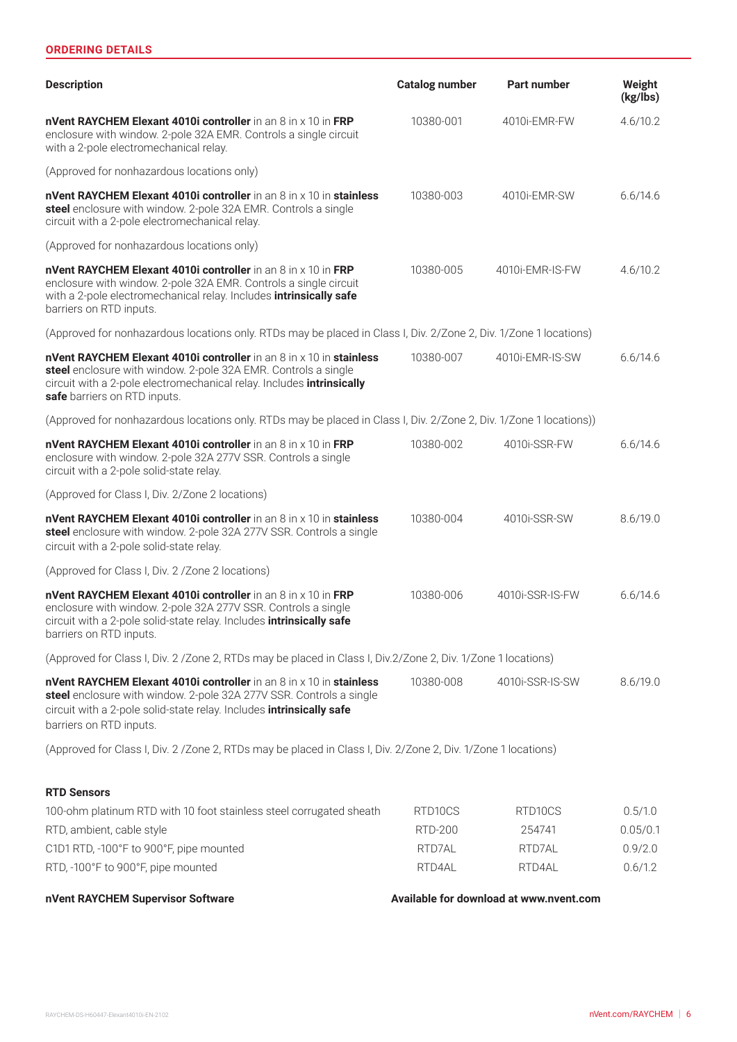## ORDERING DETAILS

| Description | Catalog number | Part number | Weight (kg/lbs) |
|---|---|---|---|
| **nVent RAYCHEM Elexant 4010i controller** in an 8 in x 10 in **FRP** enclosure with window. 2-pole 32A EMR. Controls a single circuit with a 2-pole electromechanical relay. | 10380-001 | 4010i-EMR-FW | 4.6/10.2 |
| (Approved for nonhazardous locations only) | | | |
| **nVent RAYCHEM Elexant 4010i controller** in an 8 in x 10 in **stainless steel** enclosure with window. 2-pole 32A EMR. Controls a single circuit with a 2-pole electromechanical relay. | 10380-003 | 4010i-EMR-SW | 6.6/14.6 |
| (Approved for nonhazardous locations only) | | | |
| **nVent RAYCHEM Elexant 4010i controller** in an 8 in x 10 in **FRP** enclosure with window. 2-pole 32A EMR. Controls a single circuit with a 2-pole electromechanical relay. Includes **intrinsically safe** barriers on RTD inputs. | 10380-005 | 4010i-EMR-IS-FW | 4.6/10.2 |
| (Approved for nonhazardous locations only. RTDs may be placed in Class I, Div. 2/Zone 2, Div. 1/Zone 1 locations) | | | |
| **nVent RAYCHEM Elexant 4010i controller** in an 8 in x 10 in **stainless steel** enclosure with window. 2-pole 32A EMR. Controls a single circuit with a 2-pole electromechanical relay. Includes **intrinsically safe** barriers on RTD inputs. | 10380-007 | 4010i-EMR-IS-SW | 6.6/14.6 |
| (Approved for nonhazardous locations only. RTDs may be placed in Class I, Div. 2/Zone 2, Div. 1/Zone 1 locations)) | | | |
| **nVent RAYCHEM Elexant 4010i controller** in an 8 in x 10 in **FRP** enclosure with window. 2-pole 32A 277V SSR. Controls a single circuit with a 2-pole solid-state relay. | 10380-002 | 4010i-SSR-FW | 6.6/14.6 |
| (Approved for Class I, Div. 2/Zone 2 locations) | | | |
| **nVent RAYCHEM Elexant 4010i controller** in an 8 in x 10 in **stainless steel** enclosure with window. 2-pole 32A 277V SSR. Controls a single circuit with a 2-pole solid-state relay. | 10380-004 | 4010i-SSR-SW | 8.6/19.0 |
| (Approved for Class I, Div. 2 /Zone 2 locations) | | | |
| **nVent RAYCHEM Elexant 4010i controller** in an 8 in x 10 in **FRP** enclosure with window. 2-pole 32A 277V SSR. Controls a single circuit with a 2-pole solid-state relay. Includes **intrinsically safe** barriers on RTD inputs. | 10380-006 | 4010i-SSR-IS-FW | 6.6/14.6 |
| (Approved for Class I, Div. 2 /Zone 2, RTDs may be placed in Class I, Div.2/Zone 2, Div. 1/Zone 1 locations) | | | |
| **nVent RAYCHEM Elexant 4010i controller** in an 8 in x 10 in **stainless steel** enclosure with window. 2-pole 32A 277V SSR. Controls a single circuit with a 2-pole solid-state relay. Includes **intrinsically safe** barriers on RTD inputs. | 10380-008 | 4010i-SSR-IS-SW | 8.6/19.0 |
| (Approved for Class I, Div. 2 /Zone 2, RTDs may be placed in Class I, Div. 2/Zone 2, Div. 1/Zone 1 locations) | | | |
| **RTD Sensors** | | | |
| 100-ohm platinum RTD with 10 foot stainless steel corrugated sheath | RTD10CS | RTD10CS | 0.5/1.0 |
| RTD, ambient, cable style | RTD-200 | 254741 | 0.05/0.1 |
| C1D1 RTD, -100°F to 900°F, pipe mounted | RTD7AL | RTD7AL | 0.9/2.0 |
| RTD, -100°F to 900°F, pipe mounted | RTD4AL | RTD4AL | 0.6/1.2 |
| **nVent RAYCHEM Supervisor Software** | **Available for download at www.nvent.com** | | |

RAYCHEM-DS-H60447-Elexant4010i-EN-2102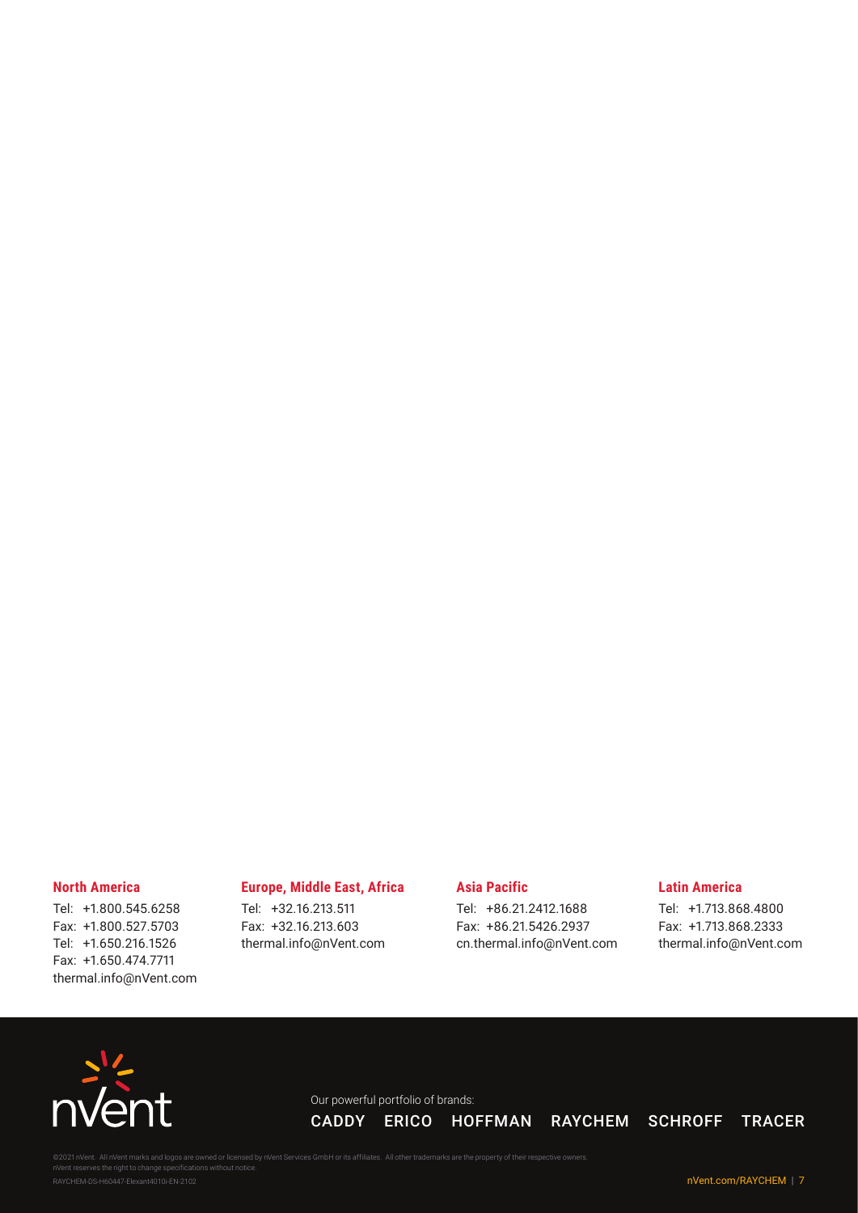**North America**

Tel: +1.800.545.6258
Fax: +1.800.527.5703
Tel: +1.650.216.1526
Fax: +1.650.474.7711
thermal.info@nVent.com

**Europe, Middle East, Africa**

Tel: +32.16.213.511
Fax: +32.16.213.603
thermal.info@nVent.com

**Asia Pacific**

Tel: +86.21.2412.1688
Fax: +86.21.5426.2937
cn.thermal.info@nVent.com

**Latin America**

Tel: +1.713.868.4800
Fax: +1.713.868.2333
thermal.info@nVent.com

nVent

Our powerful portfolio of brands:

CADDY ERICO HOFFMAN RAYCHEM SCHROFF TRACER

©2021 nVent. All nVent marks and logos are owned or licensed by nVent Services GmbH or its affiliates. All other trademarks are the property of their respective owners.
nVent reserves the right to change specifications without notice.

RAYCHEM-DS-H60447-Elexant4010i-EN-2102

nVent.com/RAYCHEM